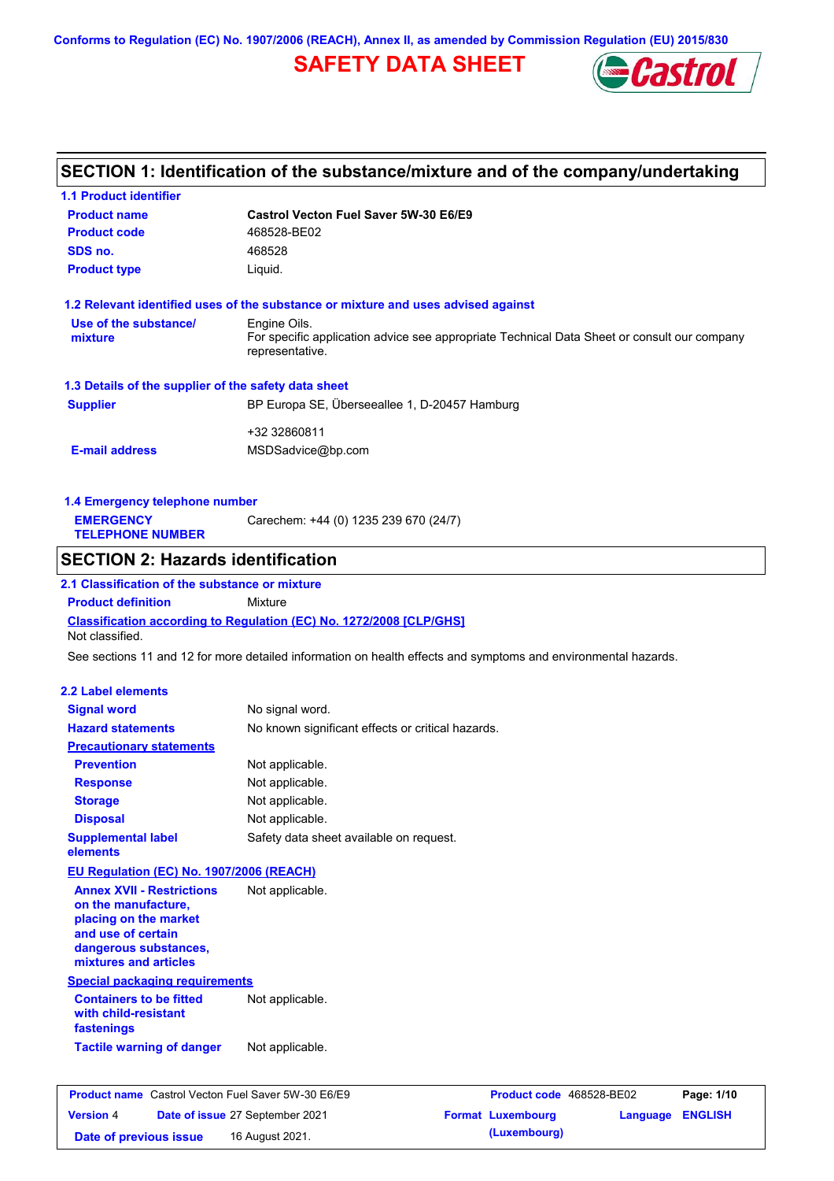Conforms to Regulation (EC) No. 1907/2006 (REACH), Annex II, as amended by Commission Regulation (EU) 2015/830

# SAFETY DATA SHEET

Castrol

## SECTION 1: Identification of the substance/mixture and of the company/undertaking

### 1.1 Product identifier

| | |
|---|---|
| **Product name** | **Castrol Vecton Fuel Saver 5W-30 E6/E9** |
| **Product code** | 468528-BE02 |
| **SDS no.** | 468528 |
| **Product type** | Liquid. |

### 1.2 Relevant identified uses of the substance or mixture and uses advised against

| | |
|---|---|
| **Use of the substance/ mixture** | Engine Oils.<br>For specific application advice see appropriate Technical Data Sheet or consult our company representative. |

### 1.3 Details of the supplier of the safety data sheet

| | |
|---|---|
| **Supplier** | BP Europa SE, Überseeallee 1, D-20457 Hamburg<br><br>+32 32860811 |
| **E-mail address** | MSDSadvice@bp.com |

### 1.4 Emergency telephone number

| | |
|---|---|
| **EMERGENCY TELEPHONE NUMBER** | Carechem: +44 (0) 1235 239 670 (24/7) |

## SECTION 2: Hazards identification

### 2.1 Classification of the substance or mixture

**Product definition** Mixture

**Classification according to Regulation (EC) No. 1272/2008 [CLP/GHS]**

Not classified.

See sections 11 and 12 for more detailed information on health effects and symptoms and environmental hazards.

### 2.2 Label elements

| | |
|---|---|
| **Signal word** | No signal word. |
| **Hazard statements** | No known significant effects or critical hazards. |
| **Precautionary statements** | |
| **Prevention** | Not applicable. |
| **Response** | Not applicable. |
| **Storage** | Not applicable. |
| **Disposal** | Not applicable. |
| **Supplemental label elements** | Safety data sheet available on request. |

**EU Regulation (EC) No. 1907/2006 (REACH)**

| | |
|---|---|
| **Annex XVII - Restrictions on the manufacture, placing on the market and use of certain dangerous substances, mixtures and articles** | Not applicable. |

**Special packaging requirements**

| | |
|---|---|
| **Containers to be fitted with child-resistant fastenings** | Not applicable. |
| **Tactile warning of danger** | Not applicable. |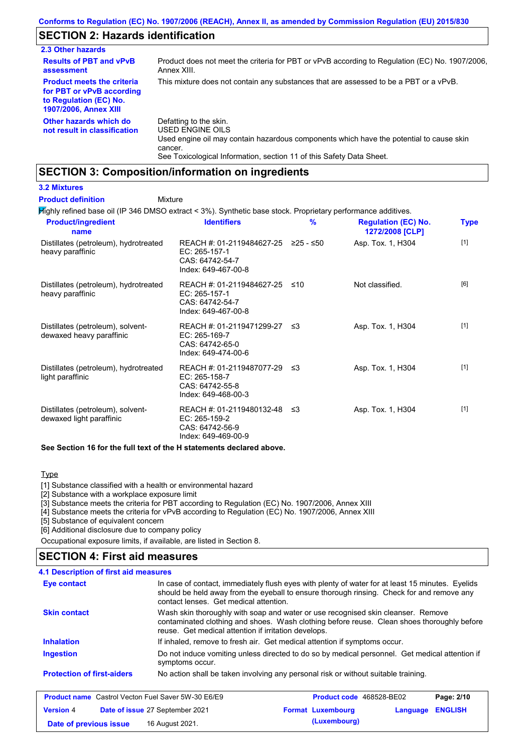Conforms to Regulation (EC) No. 1907/2006 (REACH), Annex II, as amended by Commission Regulation (EU) 2015/830

## SECTION 2: Hazards identification

### 2.3 Other hazards

**Results of PBT and vPvB assessment**: Product does not meet the criteria for PBT or vPvB according to Regulation (EC) No. 1907/2006, Annex XIII.

**Product meets the criteria for PBT or vPvB according to Regulation (EC) No. 1907/2006, Annex XIII**: This mixture does not contain any substances that are assessed to be a PBT or a vPvB.

**Other hazards which do not result in classification**: Defatting to the skin.
USED ENGINE OILS
Used engine oil may contain hazardous components which have the potential to cause skin cancer.
See Toxicological Information, section 11 of this Safety Data Sheet.

## SECTION 3: Composition/information on ingredients

### 3.2 Mixtures

**Product definition**: Mixture

Highly refined base oil (IP 346 DMSO extract < 3%). Synthetic base stock. Proprietary performance additives.

| Product/ingredient name | Identifiers | % | Regulation (EC) No. 1272/2008 [CLP] | Type |
|---|---|---|---|---|
| Distillates (petroleum), hydrotreated heavy paraffinic | REACH #: 01-2119484627-25<br>EC: 265-157-1<br>CAS: 64742-54-7<br>Index: 649-467-00-8 | ≥25 - ≤50 | Asp. Tox. 1, H304 | [1] |
| Distillates (petroleum), hydrotreated heavy paraffinic | REACH #: 01-2119484627-25<br>EC: 265-157-1<br>CAS: 64742-54-7<br>Index: 649-467-00-8 | ≤10 | Not classified. | [6] |
| Distillates (petroleum), solvent-dewaxed heavy paraffinic | REACH #: 01-2119471299-27<br>EC: 265-169-7<br>CAS: 64742-65-0<br>Index: 649-474-00-6 | ≤3 | Asp. Tox. 1, H304 | [1] |
| Distillates (petroleum), hydrotreated light paraffinic | REACH #: 01-2119487077-29<br>EC: 265-158-7<br>CAS: 64742-55-8<br>Index: 649-468-00-3 | ≤3 | Asp. Tox. 1, H304 | [1] |
| Distillates (petroleum), solvent-dewaxed light paraffinic | REACH #: 01-2119480132-48<br>EC: 265-159-2<br>CAS: 64742-56-9<br>Index: 649-469-00-9 | ≤3 | Asp. Tox. 1, H304 | [1] |

**See Section 16 for the full text of the H statements declared above.**

Type

[1] Substance classified with a health or environmental hazard
[2] Substance with a workplace exposure limit
[3] Substance meets the criteria for PBT according to Regulation (EC) No. 1907/2006, Annex XIII
[4] Substance meets the criteria for vPvB according to Regulation (EC) No. 1907/2006, Annex XIII
[5] Substance of equivalent concern
[6] Additional disclosure due to company policy

Occupational exposure limits, if available, are listed in Section 8.

## SECTION 4: First aid measures

### 4.1 Description of first aid measures

**Eye contact**: In case of contact, immediately flush eyes with plenty of water for at least 15 minutes. Eyelids should be held away from the eyeball to ensure thorough rinsing. Check for and remove any contact lenses. Get medical attention.

**Skin contact**: Wash skin thoroughly with soap and water or use recognised skin cleanser. Remove contaminated clothing and shoes. Wash clothing before reuse. Clean shoes thoroughly before reuse. Get medical attention if irritation develops.

**Inhalation**: If inhaled, remove to fresh air. Get medical attention if symptoms occur.

**Ingestion**: Do not induce vomiting unless directed to do so by medical personnel. Get medical attention if symptoms occur.

**Protection of first-aiders**: No action shall be taken involving any personal risk or without suitable training.

| Product name Castrol Vecton Fuel Saver 5W-30 E6/E9 | Product code 468528-BE02 | Page: 2/10 |
|---|---|---|
| Version 4 Date of issue 27 September 2021 | Format Luxembourg (Luxembourg) | Language ENGLISH |
| Date of previous issue 16 August 2021. | | |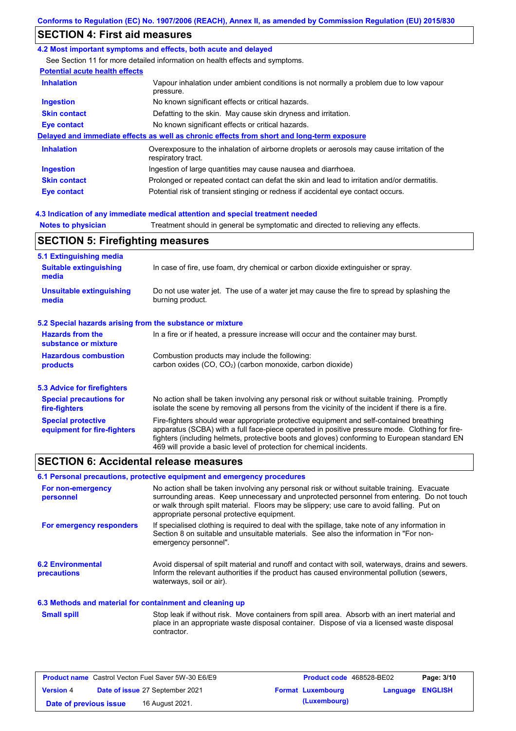## SECTION 4: First aid measures

### 4.2 Most important symptoms and effects, both acute and delayed

See Section 11 for more detailed information on health effects and symptoms.

**Potential acute health effects**

| | |
|---|---|
| **Inhalation** | Vapour inhalation under ambient conditions is not normally a problem due to low vapour pressure. |
| **Ingestion** | No known significant effects or critical hazards. |
| **Skin contact** | Defatting to the skin. May cause skin dryness and irritation. |
| **Eye contact** | No known significant effects or critical hazards. |

**Delayed and immediate effects as well as chronic effects from short and long-term exposure**

| | |
|---|---|
| **Inhalation** | Overexposure to the inhalation of airborne droplets or aerosols may cause irritation of the respiratory tract. |
| **Ingestion** | Ingestion of large quantities may cause nausea and diarrhoea. |
| **Skin contact** | Prolonged or repeated contact can defat the skin and lead to irritation and/or dermatitis. |
| **Eye contact** | Potential risk of transient stinging or redness if accidental eye contact occurs. |

### 4.3 Indication of any immediate medical attention and special treatment needed

| | |
|---|---|
| **Notes to physician** | Treatment should in general be symptomatic and directed to relieving any effects. |

## SECTION 5: Firefighting measures

### 5.1 Extinguishing media

| | |
|---|---|
| **Suitable extinguishing media** | In case of fire, use foam, dry chemical or carbon dioxide extinguisher or spray. |
| **Unsuitable extinguishing media** | Do not use water jet. The use of a water jet may cause the fire to spread by splashing the burning product. |

### 5.2 Special hazards arising from the substance or mixture

| | |
|---|---|
| **Hazards from the substance or mixture** | In a fire or if heated, a pressure increase will occur and the container may burst. |
| **Hazardous combustion products** | Combustion products may include the following: carbon oxides (CO, $CO_2$) (carbon monoxide, carbon dioxide) |

### 5.3 Advice for firefighters

| | |
|---|---|
| **Special precautions for fire-fighters** | No action shall be taken involving any personal risk or without suitable training. Promptly isolate the scene by removing all persons from the vicinity of the incident if there is a fire. |
| **Special protective equipment for fire-fighters** | Fire-fighters should wear appropriate protective equipment and self-contained breathing apparatus (SCBA) with a full face-piece operated in positive pressure mode. Clothing for fire-fighters (including helmets, protective boots and gloves) conforming to European standard EN 469 will provide a basic level of protection for chemical incidents. |

## SECTION 6: Accidental release measures

### 6.1 Personal precautions, protective equipment and emergency procedures

| | |
|---|---|
| **For non-emergency personnel** | No action shall be taken involving any personal risk or without suitable training. Evacuate surrounding areas. Keep unnecessary and unprotected personnel from entering. Do not touch or walk through spilt material. Floors may be slippery; use care to avoid falling. Put on appropriate personal protective equipment. |
| **For emergency responders** | If specialised clothing is required to deal with the spillage, take note of any information in Section 8 on suitable and unsuitable materials. See also the information in "For non-emergency personnel". |

| | |
|---|---|
| **6.2 Environmental precautions** | Avoid dispersal of spilt material and runoff and contact with soil, waterways, drains and sewers. Inform the relevant authorities if the product has caused environmental pollution (sewers, waterways, soil or air). |

### 6.3 Methods and material for containment and cleaning up

| | |
|---|---|
| **Small spill** | Stop leak if without risk. Move containers from spill area. Absorb with an inert material and place in an appropriate waste disposal container. Dispose of via a licensed waste disposal contractor. |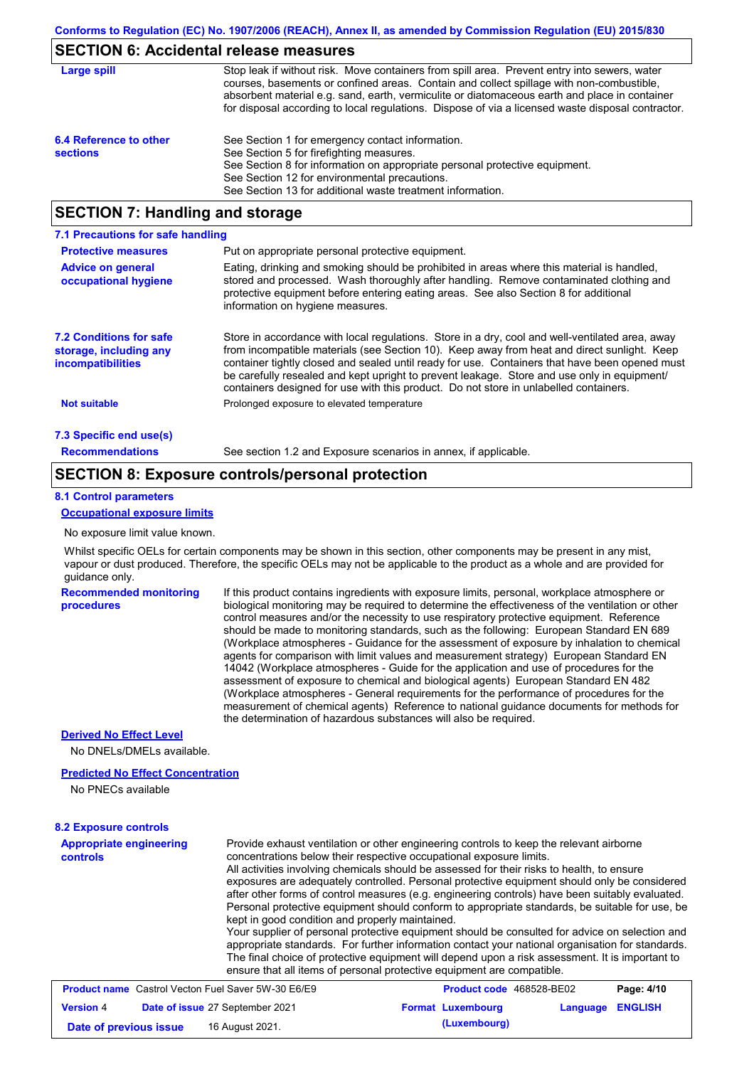## SECTION 6: Accidental release measures

| | |
|---|---|
| **Large spill** | Stop leak if without risk. Move containers from spill area. Prevent entry into sewers, water courses, basements or confined areas. Contain and collect spillage with non-combustible, absorbent material e.g. sand, earth, vermiculite or diatomaceous earth and place in container for disposal according to local regulations. Dispose of via a licensed waste disposal contractor. |
| **6.4 Reference to other sections** | See Section 1 for emergency contact information.<br>See Section 5 for firefighting measures.<br>See Section 8 for information on appropriate personal protective equipment.<br>See Section 12 for environmental precautions.<br>See Section 13 for additional waste treatment information. |

## SECTION 7: Handling and storage

### 7.1 Precautions for safe handling

| | |
|---|---|
| **Protective measures** | Put on appropriate personal protective equipment. |
| **Advice on general occupational hygiene** | Eating, drinking and smoking should be prohibited in areas where this material is handled, stored and processed. Wash thoroughly after handling. Remove contaminated clothing and protective equipment before entering eating areas. See also Section 8 for additional information on hygiene measures. |
| **7.2 Conditions for safe storage, including any incompatibilities** | Store in accordance with local regulations. Store in a dry, cool and well-ventilated area, away from incompatible materials (see Section 10). Keep away from heat and direct sunlight. Keep container tightly closed and sealed until ready for use. Containers that have been opened must be carefully resealed and kept upright to prevent leakage. Store and use only in equipment/containers designed for use with this product. Do not store in unlabelled containers. |
| **Not suitable** | Prolonged exposure to elevated temperature |

### 7.3 Specific end use(s)

| | |
|---|---|
| **Recommendations** | See section 1.2 and Exposure scenarios in annex, if applicable. |

## SECTION 8: Exposure controls/personal protection

### 8.1 Control parameters

**Occupational exposure limits**

No exposure limit value known.

Whilst specific OELs for certain components may be shown in this section, other components may be present in any mist, vapour or dust produced. Therefore, the specific OELs may not be applicable to the product as a whole and are provided for guidance only.

| | |
|---|---|
| **Recommended monitoring procedures** | If this product contains ingredients with exposure limits, personal, workplace atmosphere or biological monitoring may be required to determine the effectiveness of the ventilation or other control measures and/or the necessity to use respiratory protective equipment. Reference should be made to monitoring standards, such as the following: European Standard EN 689 (Workplace atmospheres - Guidance for the assessment of exposure by inhalation to chemical agents for comparison with limit values and measurement strategy) European Standard EN 14042 (Workplace atmospheres - Guide for the application and use of procedures for the assessment of exposure to chemical and biological agents) European Standard EN 482 (Workplace atmospheres - General requirements for the performance of procedures for the measurement of chemical agents) Reference to national guidance documents for methods for the determination of hazardous substances will also be required. |

**Derived No Effect Level**

No DNELs/DMELs available.

**Predicted No Effect Concentration**

No PNECs available

### 8.2 Exposure controls

| | |
|---|---|
| **Appropriate engineering controls** | Provide exhaust ventilation or other engineering controls to keep the relevant airborne concentrations below their respective occupational exposure limits.<br>All activities involving chemicals should be assessed for their risks to health, to ensure exposures are adequately controlled. Personal protective equipment should only be considered after other forms of control measures (e.g. engineering controls) have been suitably evaluated. Personal protective equipment should conform to appropriate standards, be suitable for use, be kept in good condition and properly maintained.<br>Your supplier of personal protective equipment should be consulted for advice on selection and appropriate standards. For further information contact your national organisation for standards.<br>The final choice of protective equipment will depend upon a risk assessment. It is important to ensure that all items of personal protective equipment are compatible. |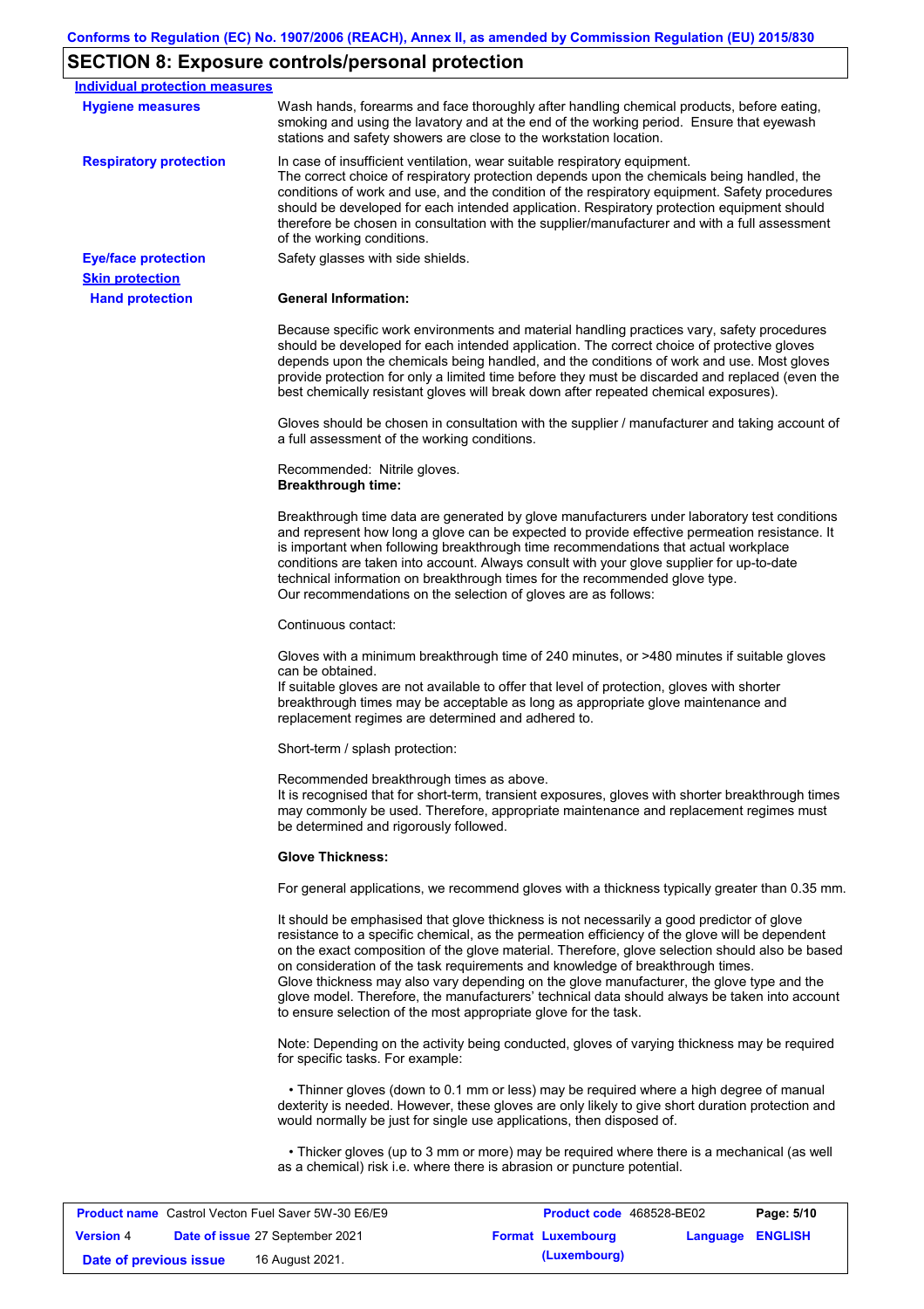## SECTION 8: Exposure controls/personal protection

**Individual protection measures**

**Hygiene measures**

Wash hands, forearms and face thoroughly after handling chemical products, before eating, smoking and using the lavatory and at the end of the working period. Ensure that eyewash stations and safety showers are close to the workstation location.

**Respiratory protection**

In case of insufficient ventilation, wear suitable respiratory equipment.
The correct choice of respiratory protection depends upon the chemicals being handled, the conditions of work and use, and the condition of the respiratory equipment. Safety procedures should be developed for each intended application. Respiratory protection equipment should therefore be chosen in consultation with the supplier/manufacturer and with a full assessment of the working conditions.

**Eye/face protection**

Safety glasses with side shields.

**Skin protection**

**Hand protection**

**General Information:**

Because specific work environments and material handling practices vary, safety procedures should be developed for each intended application. The correct choice of protective gloves depends upon the chemicals being handled, and the conditions of work and use. Most gloves provide protection for only a limited time before they must be discarded and replaced (even the best chemically resistant gloves will break down after repeated chemical exposures).

Gloves should be chosen in consultation with the supplier / manufacturer and taking account of a full assessment of the working conditions.

Recommended: Nitrile gloves.
**Breakthrough time:**

Breakthrough time data are generated by glove manufacturers under laboratory test conditions and represent how long a glove can be expected to provide effective permeation resistance. It is important when following breakthrough time recommendations that actual workplace conditions are taken into account. Always consult with your glove supplier for up-to-date technical information on breakthrough times for the recommended glove type.
Our recommendations on the selection of gloves are as follows:

Continuous contact:

Gloves with a minimum breakthrough time of 240 minutes, or >480 minutes if suitable gloves can be obtained.
If suitable gloves are not available to offer that level of protection, gloves with shorter breakthrough times may be acceptable as long as appropriate glove maintenance and replacement regimes are determined and adhered to.

Short-term / splash protection:

Recommended breakthrough times as above.
It is recognised that for short-term, transient exposures, gloves with shorter breakthrough times may commonly be used. Therefore, appropriate maintenance and replacement regimes must be determined and rigorously followed.

**Glove Thickness:**

For general applications, we recommend gloves with a thickness typically greater than 0.35 mm.

It should be emphasised that glove thickness is not necessarily a good predictor of glove resistance to a specific chemical, as the permeation efficiency of the glove will be dependent on the exact composition of the glove material. Therefore, glove selection should also be based on consideration of the task requirements and knowledge of breakthrough times.
Glove thickness may also vary depending on the glove manufacturer, the glove type and the glove model. Therefore, the manufacturers' technical data should always be taken into account to ensure selection of the most appropriate glove for the task.

Note: Depending on the activity being conducted, gloves of varying thickness may be required for specific tasks. For example:

- Thinner gloves (down to 0.1 mm or less) may be required where a high degree of manual dexterity is needed. However, these gloves are only likely to give short duration protection and would normally be just for single use applications, then disposed of.

- Thicker gloves (up to 3 mm or more) may be required where there is a mechanical (as well as a chemical) risk i.e. where there is abrasion or puncture potential.

| **Product name** Castrol Vecton Fuel Saver 5W-30 E6/E9 | **Product code** 468528-BE02 | **Page: 5/10** |
|---|---|---|
| **Version** 4 **Date of issue** 27 September 2021 | **Format Luxembourg (Luxembourg)** | **Language ENGLISH** |
| **Date of previous issue** 16 August 2021. | | |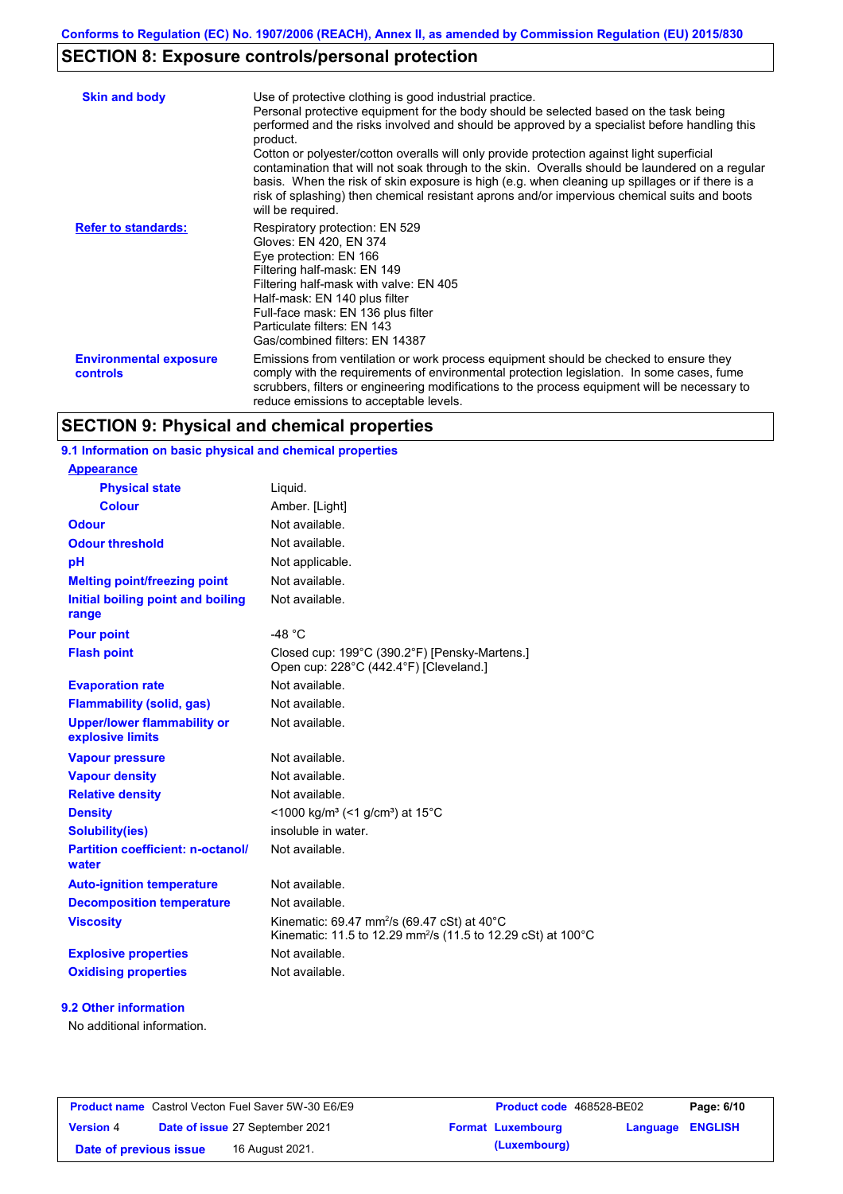## SECTION 8: Exposure controls/personal protection

| | |
|---|---|
| **Skin and body** | Use of protective clothing is good industrial practice. Personal protective equipment for the body should be selected based on the task being performed and the risks involved and should be approved by a specialist before handling this product. Cotton or polyester/cotton overalls will only provide protection against light superficial contamination that will not soak through to the skin. Overalls should be laundered on a regular basis. When the risk of skin exposure is high (e.g. when cleaning up spillages or if there is a risk of splashing) then chemical resistant aprons and/or impervious chemical suits and boots will be required. |
| **Refer to standards:** | Respiratory protection: EN 529<br>Gloves: EN 420, EN 374<br>Eye protection: EN 166<br>Filtering half-mask: EN 149<br>Filtering half-mask with valve: EN 405<br>Half-mask: EN 140 plus filter<br>Full-face mask: EN 136 plus filter<br>Particulate filters: EN 143<br>Gas/combined filters: EN 14387 |
| **Environmental exposure controls** | Emissions from ventilation or work process equipment should be checked to ensure they comply with the requirements of environmental protection legislation. In some cases, fume scrubbers, filters or engineering modifications to the process equipment will be necessary to reduce emissions to acceptable levels. |

## SECTION 9: Physical and chemical properties

### 9.1 Information on basic physical and chemical properties

| | |
|---|---|
| **Appearance** | |
| **Physical state** | Liquid. |
| **Colour** | Amber. [Light] |
| **Odour** | Not available. |
| **Odour threshold** | Not available. |
| **pH** | Not applicable. |
| **Melting point/freezing point** | Not available. |
| **Initial boiling point and boiling range** | Not available. |
| **Pour point** | -48 °C |
| **Flash point** | Closed cup: 199°C (390.2°F) [Pensky-Martens.]<br>Open cup: 228°C (442.4°F) [Cleveland.] |
| **Evaporation rate** | Not available. |
| **Flammability (solid, gas)** | Not available. |
| **Upper/lower flammability or explosive limits** | Not available. |
| **Vapour pressure** | Not available. |
| **Vapour density** | Not available. |
| **Relative density** | Not available. |
| **Density** | <1000 kg/m³ (<1 g/cm³) at 15°C |
| **Solubility(ies)** | insoluble in water. |
| **Partition coefficient: n-octanol/water** | Not available. |
| **Auto-ignition temperature** | Not available. |
| **Decomposition temperature** | Not available. |
| **Viscosity** | Kinematic: 69.47 $mm^2/s$ (69.47 cSt) at 40°C<br>Kinematic: 11.5 to 12.29 $mm^2/s$ (11.5 to 12.29 cSt) at 100°C |
| **Explosive properties** | Not available. |
| **Oxidising properties** | Not available. |

### 9.2 Other information

No additional information.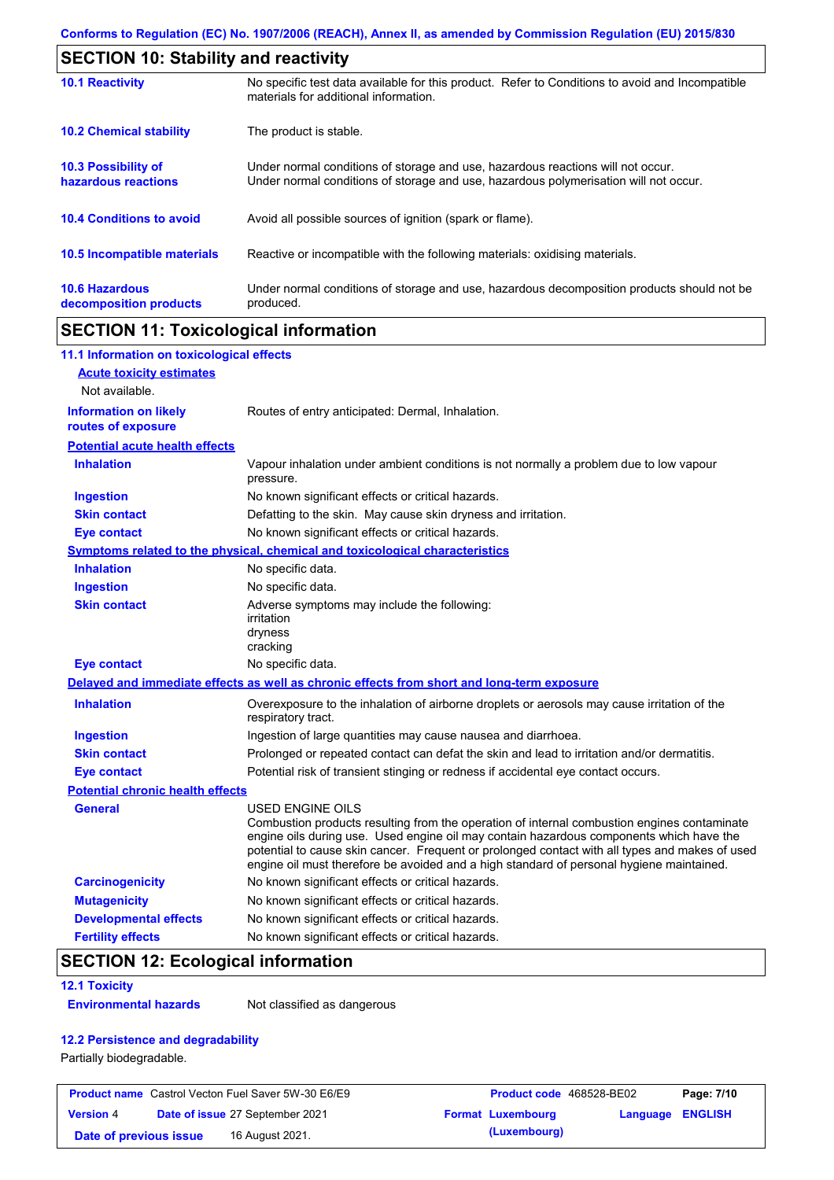## SECTION 10: Stability and reactivity

| | |
|---|---|
| **10.1 Reactivity** | No specific test data available for this product. Refer to Conditions to avoid and Incompatible materials for additional information. |
| **10.2 Chemical stability** | The product is stable. |
| **10.3 Possibility of hazardous reactions** | Under normal conditions of storage and use, hazardous reactions will not occur. Under normal conditions of storage and use, hazardous polymerisation will not occur. |
| **10.4 Conditions to avoid** | Avoid all possible sources of ignition (spark or flame). |
| **10.5 Incompatible materials** | Reactive or incompatible with the following materials: oxidising materials. |
| **10.6 Hazardous decomposition products** | Under normal conditions of storage and use, hazardous decomposition products should not be produced. |

## SECTION 11: Toxicological information

### 11.1 Information on toxicological effects

**Acute toxicity estimates**

Not available.

**Information on likely routes of exposure**: Routes of entry anticipated: Dermal, Inhalation.

**Potential acute health effects**

| | |
|---|---|
| **Inhalation** | Vapour inhalation under ambient conditions is not normally a problem due to low vapour pressure. |
| **Ingestion** | No known significant effects or critical hazards. |
| **Skin contact** | Defatting to the skin. May cause skin dryness and irritation. |
| **Eye contact** | No known significant effects or critical hazards. |

**Symptoms related to the physical, chemical and toxicological characteristics**

| | |
|---|---|
| **Inhalation** | No specific data. |
| **Ingestion** | No specific data. |
| **Skin contact** | Adverse symptoms may include the following: irritation dryness cracking |
| **Eye contact** | No specific data. |

**Delayed and immediate effects as well as chronic effects from short and long-term exposure**

| | |
|---|---|
| **Inhalation** | Overexposure to the inhalation of airborne droplets or aerosols may cause irritation of the respiratory tract. |
| **Ingestion** | Ingestion of large quantities may cause nausea and diarrhoea. |
| **Skin contact** | Prolonged or repeated contact can defat the skin and lead to irritation and/or dermatitis. |
| **Eye contact** | Potential risk of transient stinging or redness if accidental eye contact occurs. |

**Potential chronic health effects**

| | |
|---|---|
| **General** | USED ENGINE OILS Combustion products resulting from the operation of internal combustion engines contaminate engine oils during use. Used engine oil may contain hazardous components which have the potential to cause skin cancer. Frequent or prolonged contact with all types and makes of used engine oil must therefore be avoided and a high standard of personal hygiene maintained. |
| **Carcinogenicity** | No known significant effects or critical hazards. |
| **Mutagenicity** | No known significant effects or critical hazards. |
| **Developmental effects** | No known significant effects or critical hazards. |
| **Fertility effects** | No known significant effects or critical hazards. |

## SECTION 12: Ecological information

### 12.1 Toxicity

**Environmental hazards**: Not classified as dangerous

### 12.2 Persistence and degradability

Partially biodegradable.

| | | | |
|---|---|---|---|
| **Product name** Castrol Vecton Fuel Saver 5W-30 E6/E9 | | **Product code** 468528-BE02 | |
| **Version** 4 | **Date of issue** 27 September 2021 | **Format** Luxembourg (Luxembourg) | **Language** ENGLISH |
| **Date of previous issue** | 16 August 2021. | | |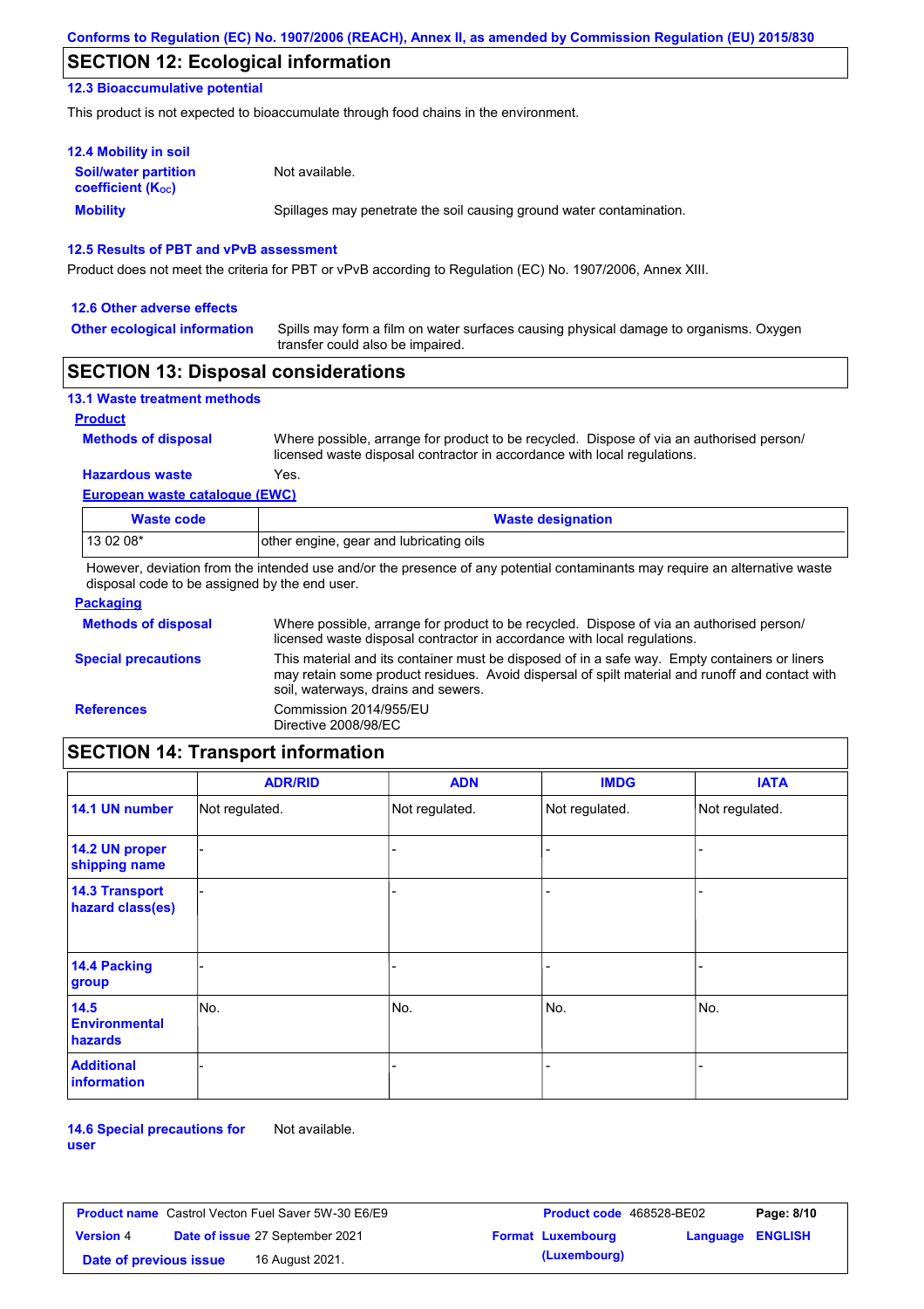## SECTION 12: Ecological information

### 12.3 Bioaccumulative potential

This product is not expected to bioaccumulate through food chains in the environment.

### 12.4 Mobility in soil

**Soil/water partition coefficient ($K_{OC}$)**: Not available.

**Mobility**: Spillages may penetrate the soil causing ground water contamination.

### 12.5 Results of PBT and vPvB assessment

Product does not meet the criteria for PBT or vPvB according to Regulation (EC) No. 1907/2006, Annex XIII.

### 12.6 Other adverse effects

**Other ecological information**: Spills may form a film on water surfaces causing physical damage to organisms. Oxygen transfer could also be impaired.

## SECTION 13: Disposal considerations

### 13.1 Waste treatment methods

**Product**

**Methods of disposal**: Where possible, arrange for product to be recycled. Dispose of via an authorised person/ licensed waste disposal contractor in accordance with local regulations.

**Hazardous waste**: Yes.

**European waste catalogue (EWC)**

| Waste code | Waste designation |
|---|---|
| 13 02 08* | other engine, gear and lubricating oils |

However, deviation from the intended use and/or the presence of any potential contaminants may require an alternative waste disposal code to be assigned by the end user.

**Packaging**

**Methods of disposal**: Where possible, arrange for product to be recycled. Dispose of via an authorised person/ licensed waste disposal contractor in accordance with local regulations.

**Special precautions**: This material and its container must be disposed of in a safe way. Empty containers or liners may retain some product residues. Avoid dispersal of spilt material and runoff and contact with soil, waterways, drains and sewers.

**References**: Commission 2014/955/EU
Directive 2008/98/EC

## SECTION 14: Transport information

| | ADR/RID | ADN | IMDG | IATA |
|---|---|---|---|---|
| 14.1 UN number | Not regulated. | Not regulated. | Not regulated. | Not regulated. |
| 14.2 UN proper shipping name | - | - | - | - |
| 14.3 Transport hazard class(es) | - | - | - | - |
| 14.4 Packing group | - | - | - | - |
| 14.5 Environmental hazards | No. | No. | No. | No. |
| Additional information | - | - | - | - |

**14.6 Special precautions for user**: Not available.

| Product name | Castrol Vecton Fuel Saver 5W-30 E6/E9 | Product code | 468528-BE02 | Page: 8/10 |
|---|---|---|---|---|
| Version 4 | Date of issue 27 September 2021 | Format Luxembourg (Luxembourg) | Language | ENGLISH |
| Date of previous issue | 16 August 2021. | | | |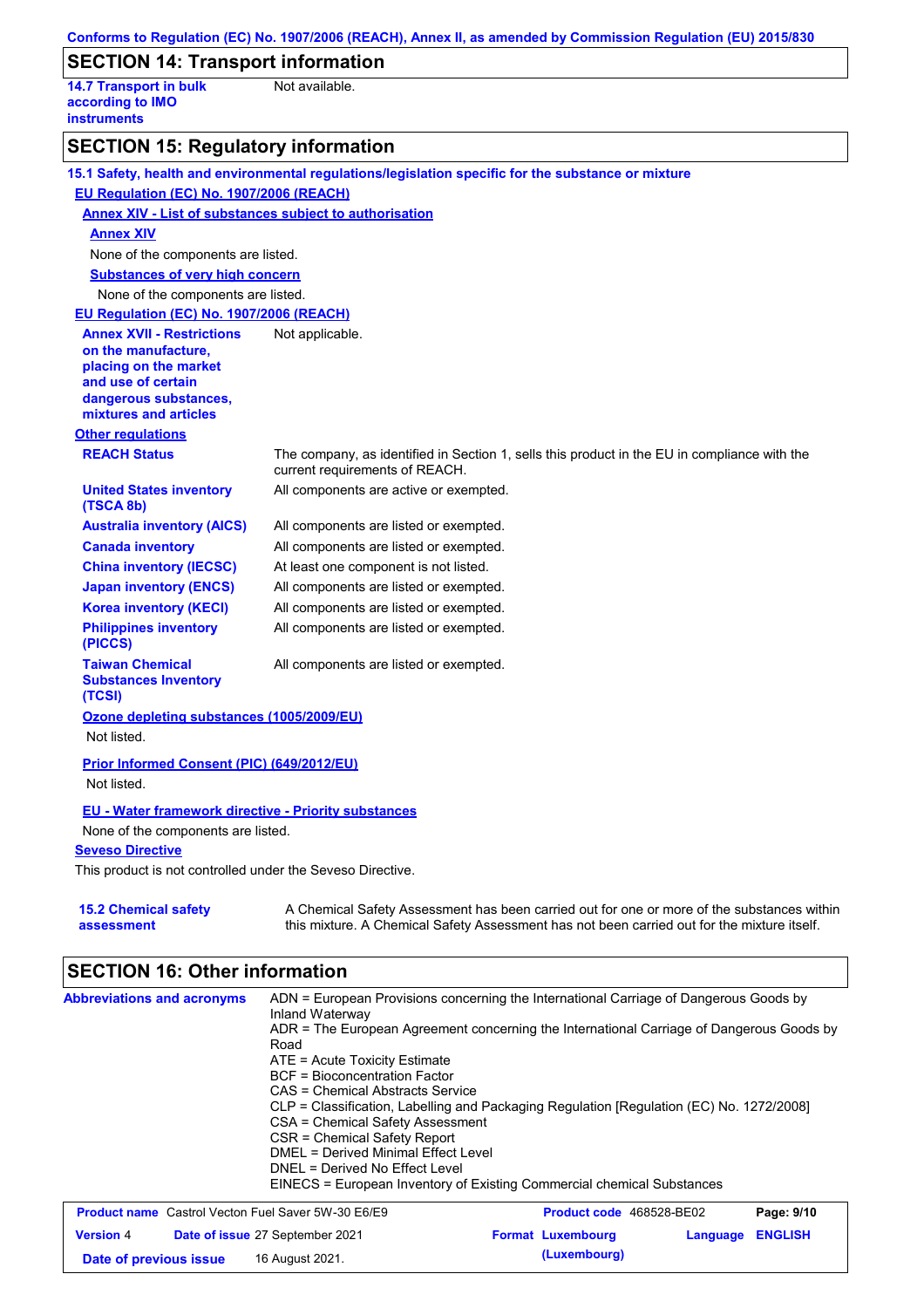## SECTION 14: Transport information

**14.7 Transport in bulk according to IMO instruments** Not available.

## SECTION 15: Regulatory information

### 15.1 Safety, health and environmental regulations/legislation specific for the substance or mixture

**EU Regulation (EC) No. 1907/2006 (REACH)**

**Annex XIV - List of substances subject to authorisation**

**Annex XIV**

None of the components are listed.

**Substances of very high concern**

None of the components are listed.

**EU Regulation (EC) No. 1907/2006 (REACH)**

**Annex XVII - Restrictions on the manufacture, placing on the market and use of certain dangerous substances, mixtures and articles** Not applicable.

**Other regulations**

| | |
|---|---|
| **REACH Status** | The company, as identified in Section 1, sells this product in the EU in compliance with the current requirements of REACH. |
| **United States inventory (TSCA 8b)** | All components are active or exempted. |
| **Australia inventory (AICS)** | All components are listed or exempted. |
| **Canada inventory** | All components are listed or exempted. |
| **China inventory (IECSC)** | At least one component is not listed. |
| **Japan inventory (ENCS)** | All components are listed or exempted. |
| **Korea inventory (KECI)** | All components are listed or exempted. |
| **Philippines inventory (PICCS)** | All components are listed or exempted. |
| **Taiwan Chemical Substances Inventory (TCSI)** | All components are listed or exempted. |

**Ozone depleting substances (1005/2009/EU)**

Not listed.

**Prior Informed Consent (PIC) (649/2012/EU)**

Not listed.

**EU - Water framework directive - Priority substances**

None of the components are listed.

**Seveso Directive**

This product is not controlled under the Seveso Directive.

**15.2 Chemical safety assessment** A Chemical Safety Assessment has been carried out for one or more of the substances within this mixture. A Chemical Safety Assessment has not been carried out for the mixture itself.

## SECTION 16: Other information

**Abbreviations and acronyms**

ADN = European Provisions concerning the International Carriage of Dangerous Goods by Inland Waterway
ADR = The European Agreement concerning the International Carriage of Dangerous Goods by Road
ATE = Acute Toxicity Estimate
BCF = Bioconcentration Factor
CAS = Chemical Abstracts Service
CLP = Classification, Labelling and Packaging Regulation [Regulation (EC) No. 1272/2008]
CSA = Chemical Safety Assessment
CSR = Chemical Safety Report
DMEL = Derived Minimal Effect Level
DNEL = Derived No Effect Level
EINECS = European Inventory of Existing Commercial chemical Substances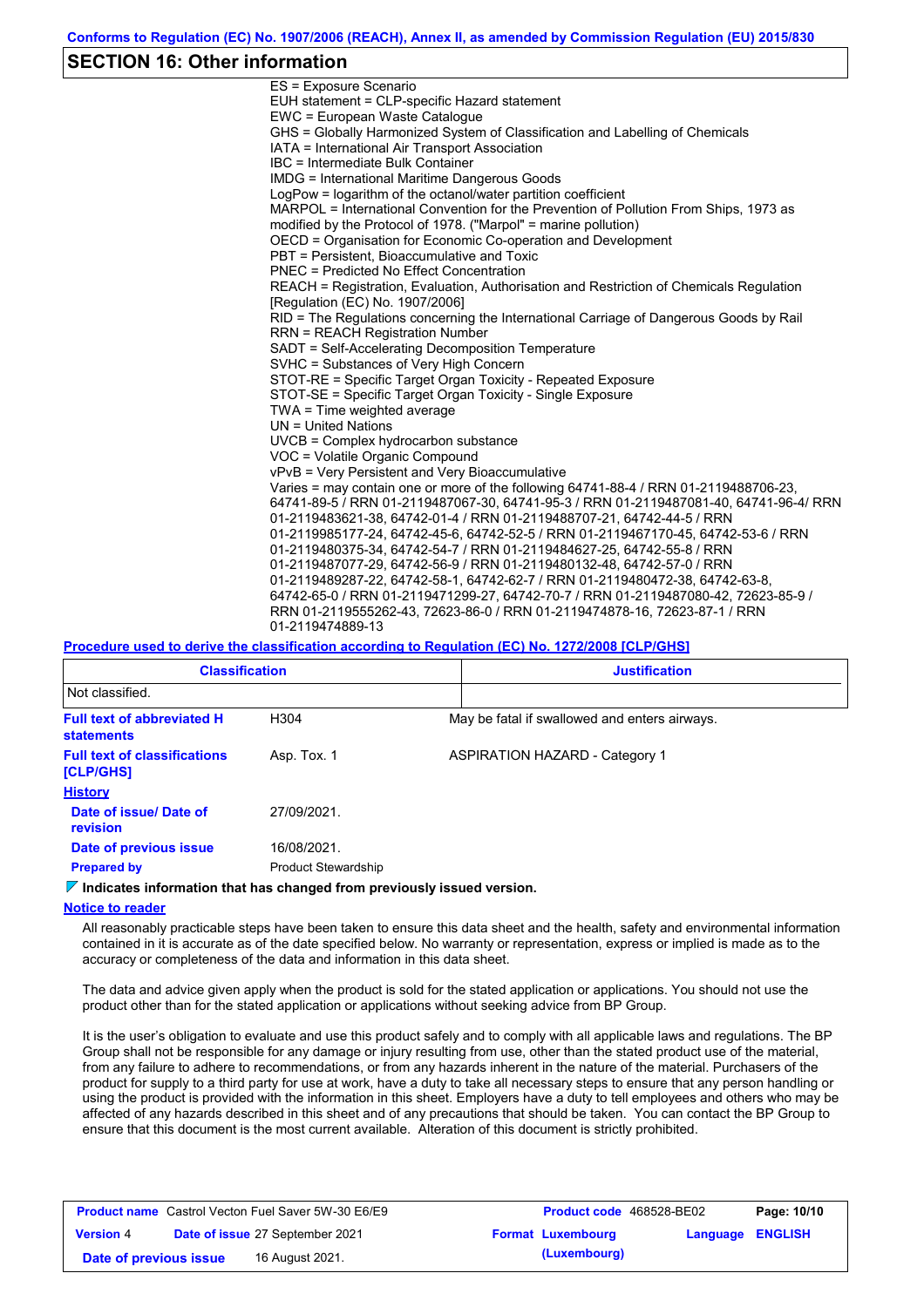## SECTION 16: Other information

ES = Exposure Scenario
EUH statement = CLP-specific Hazard statement
EWC = European Waste Catalogue
GHS = Globally Harmonized System of Classification and Labelling of Chemicals
IATA = International Air Transport Association
IBC = Intermediate Bulk Container
IMDG = International Maritime Dangerous Goods
LogPow = logarithm of the octanol/water partition coefficient
MARPOL = International Convention for the Prevention of Pollution From Ships, 1973 as modified by the Protocol of 1978. ("Marpol" = marine pollution)
OECD = Organisation for Economic Co-operation and Development
PBT = Persistent, Bioaccumulative and Toxic
PNEC = Predicted No Effect Concentration
REACH = Registration, Evaluation, Authorisation and Restriction of Chemicals Regulation [Regulation (EC) No. 1907/2006]
RID = The Regulations concerning the International Carriage of Dangerous Goods by Rail
RRN = REACH Registration Number
SADT = Self-Accelerating Decomposition Temperature
SVHC = Substances of Very High Concern
STOT-RE = Specific Target Organ Toxicity - Repeated Exposure
STOT-SE = Specific Target Organ Toxicity - Single Exposure
TWA = Time weighted average
UN = United Nations
UVCB = Complex hydrocarbon substance
VOC = Volatile Organic Compound
vPvB = Very Persistent and Very Bioaccumulative
Varies = may contain one or more of the following 64741-88-4 / RRN 01-2119488706-23, 64741-89-5 / RRN 01-2119487067-30, 64741-95-3 / RRN 01-2119487081-40, 64741-96-4/ RRN 01-2119483621-38, 64742-01-4 / RRN 01-2119488707-21, 64742-44-5 / RRN 01-2119985177-24, 64742-45-6, 64742-52-5 / RRN 01-2119467170-45, 64742-53-6 / RRN 01-2119480375-34, 64742-54-7 / RRN 01-2119484627-25, 64742-55-8 / RRN 01-2119487077-29, 64742-56-9 / RRN 01-2119480132-48, 64742-57-0 / RRN 01-2119489287-22, 64742-58-1, 64742-62-7 / RRN 01-2119480472-38, 64742-63-8, 64742-65-0 / RRN 01-2119471299-27, 64742-70-7 / RRN 01-2119487080-42, 72623-85-9 / RRN 01-2119555262-43, 72623-86-0 / RRN 01-2119474878-16, 72623-87-1 / RRN 01-2119474889-13

**Procedure used to derive the classification according to Regulation (EC) No. 1272/2008 [CLP/GHS]**

| Classification | Justification |
|---|---|
| Not classified. | |

**Full text of abbreviated H statements**: H304 — May be fatal if swallowed and enters airways.

**Full text of classifications [CLP/GHS]**: Asp. Tox. 1 — ASPIRATION HAZARD - Category 1

**History**

**Date of issue/ Date of revision**: 27/09/2021.

**Date of previous issue**: 16/08/2021.

**Prepared by**: Product Stewardship

**Indicates information that has changed from previously issued version.**

**Notice to reader**

All reasonably practicable steps have been taken to ensure this data sheet and the health, safety and environmental information contained in it is accurate as of the date specified below. No warranty or representation, express or implied is made as to the accuracy or completeness of the data and information in this data sheet.

The data and advice given apply when the product is sold for the stated application or applications. You should not use the product other than for the stated application or applications without seeking advice from BP Group.

It is the user's obligation to evaluate and use this product safely and to comply with all applicable laws and regulations. The BP Group shall not be responsible for any damage or injury resulting from use, other than the stated product use of the material, from any failure to adhere to recommendations, or from any hazards inherent in the nature of the material. Purchasers of the product for supply to a third party for use at work, have a duty to take all necessary steps to ensure that any person handling or using the product is provided with the information in this sheet. Employers have a duty to tell employees and others who may be affected of any hazards described in this sheet and of any precautions that should be taken. You can contact the BP Group to ensure that this document is the most current available. Alteration of this document is strictly prohibited.